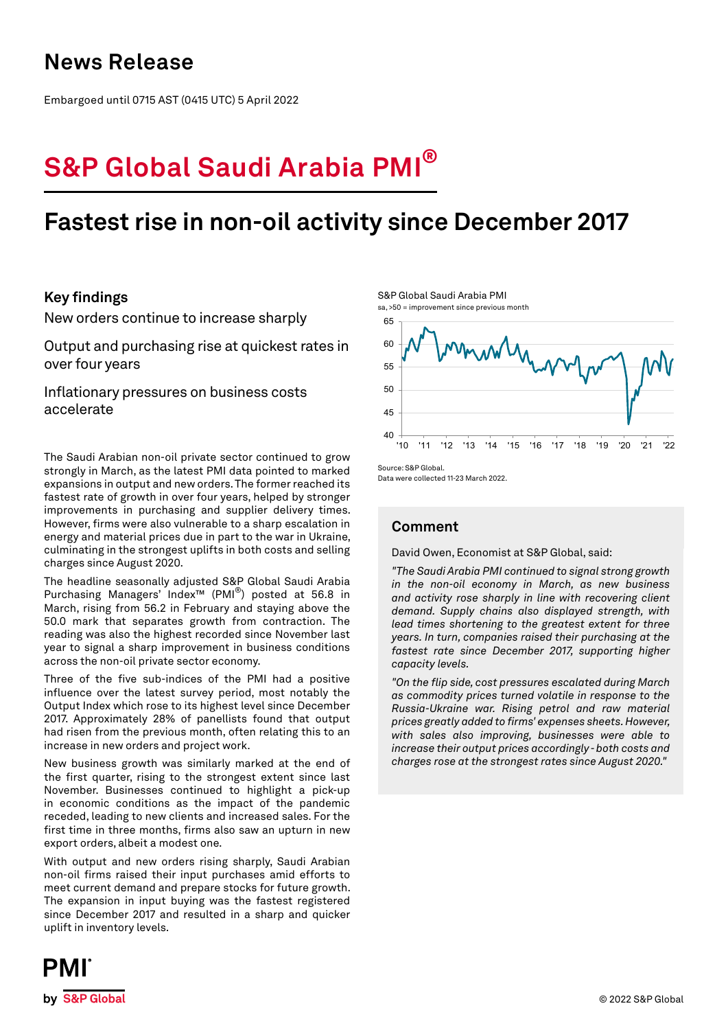# News Release

Embargoed until 0715 AST (0415 UTC) 5 April 2022

# S&P Global Saudi Arabia PMI®

## Fastest rise in non-oil activity since December 2017

### Key findings

New orders continue to increase sharply

Output and purchasing rise at quickest rates in over four years

Inflationary pressures on business costs accelerate

The Saudi Arabian non-oil private sector continued to grow strongly in March, as the latest PMI data pointed to marked expansions in output and new orders. The former reached its fastest rate of growth in over four years, helped by stronger improvements in purchasing and supplier delivery times. However, firms were also vulnerable to a sharp escalation in energy and material prices due in part to the war in Ukraine, culminating in the strongest uplifts in both costs and selling charges since August 2020.

The headline seasonally adjusted S&P Global Saudi Arabia Purchasing Managers' Index™ (PMI®) posted at 56.8 in March, rising from 56.2 in February and staying above the 50.0 mark that separates growth from contraction. The reading was also the highest recorded since November last year to signal a sharp improvement in business conditions across the non-oil private sector economy.

Three of the five sub-indices of the PMI had a positive influence over the latest survey period, most notably the Output Index which rose to its highest level since December 2017. Approximately 28% of panellists found that output had risen from the previous month, often relating this to an increase in new orders and project work.

New business growth was similarly marked at the end of the first quarter, rising to the strongest extent since last November. Businesses continued to highlight a pick-up in economic conditions as the impact of the pandemic receded, leading to new clients and increased sales. For the first time in three months, firms also saw an upturn in new export orders, albeit a modest one.

With output and new orders rising sharply, Saudi Arabian non-oil firms raised their input purchases amid efforts to meet current demand and prepare stocks for future growth. The expansion in input buying was the fastest registered since December 2017 and resulted in a sharp and quicker uplift in inventory levels.

S&P Global Saudi Arabia PMI

sa, >50 = improvement since previous month

Source: S&P Global.
Data were collected 11-23 March 2022.

### Comment

David Owen, Economist at S&P Global, said:

*"The Saudi Arabia PMI continued to signal strong growth in the non-oil economy in March, as new business and activity rose sharply in line with recovering client demand. Supply chains also displayed strength, with lead times shortening to the greatest extent for three years. In turn, companies raised their purchasing at the fastest rate since December 2017, supporting higher capacity levels.*

*"On the flip side, cost pressures escalated during March as commodity prices turned volatile in response to the Russia-Ukraine war. Rising petrol and raw material prices greatly added to firms' expenses sheets. However, with sales also improving, businesses were able to increase their output prices accordingly - both costs and charges rose at the strongest rates since August 2020."*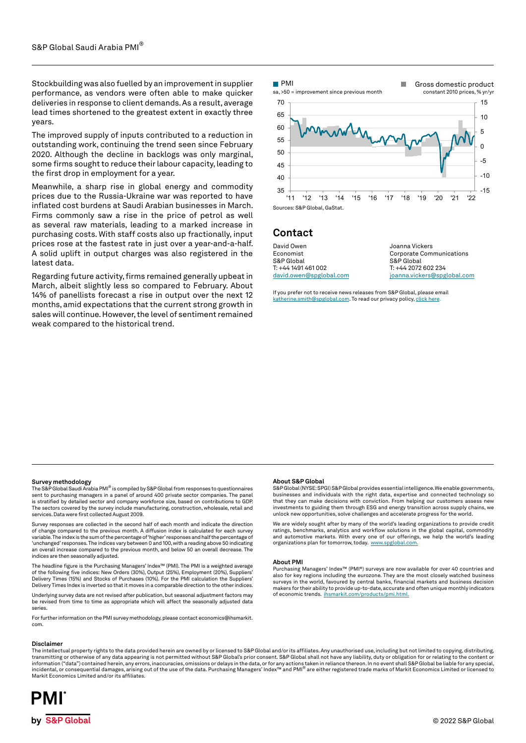Stockbuilding was also fuelled by an improvement in supplier performance, as vendors were often able to make quicker deliveries in response to client demands. As a result, average lead times shortened to the greatest extent in exactly three years.

The improved supply of inputs contributed to a reduction in outstanding work, continuing the trend seen since February 2020. Although the decline in backlogs was only marginal, some firms sought to reduce their labour capacity, leading to the first drop in employment for a year.

Meanwhile, a sharp rise in global energy and commodity prices due to the Russia-Ukraine war was reported to have inflated cost burdens at Saudi Arabian businesses in March. Firms commonly saw a rise in the price of petrol as well as several raw materials, leading to a marked increase in purchasing costs. With staff costs also up fractionally, input prices rose at the fastest rate in just over a year-and-a-half. A solid uplift in output charges was also registered in the latest data.

Regarding future activity, firms remained generally upbeat in March, albeit slightly less so compared to February. About 14% of panellists forecast a rise in output over the next 12 months, amid expectations that the current strong growth in sales will continue. However, the level of sentiment remained weak compared to the historical trend.

PMI
sa, >50 = improvement since previous month
Gross domestic product
constant 2010 prices, % yr/yr
70 65 60 55 50 45 40 35
15 10 5 0 -5 -10 -15
'11 '12 '13 '14 '15 '16 '17 '18 '19 '20 '21 '22
Sources: S&P Global, GaStat.

## Contact

David Owen
Economist
S&P Global
T: +44 1491 461 002
david.owen@spglobal.com

Joanna Vickers
Corporate Communications
S&P Global
T: +44 2072 602 234
joanna.vickers@spglobal.com

If you prefer not to receive news releases from S&P Global, please email katherine.smith@spglobal.com. To read our privacy policy, click here.

### Survey methodology

The S&P Global Saudi Arabia PMI® is compiled by S&P Global from responses to questionnaires sent to purchasing managers in a panel of around 400 private sector companies. The panel is stratified by detailed sector and company workforce size, based on contributions to GDP. The sectors covered by the survey include manufacturing, construction, wholesale, retail and services. Data were first collected August 2009.

Survey responses are collected in the second half of each month and indicate the direction of change compared to the previous month. A diffusion index is calculated for each survey variable. The index is the sum of the percentage of 'higher' responses and half the percentage of 'unchanged' responses. The indices vary between 0 and 100, with a reading above 50 indicating an overall increase compared to the previous month, and below 50 an overall decrease. The indices are then seasonally adjusted.

The headline figure is the Purchasing Managers' Index™ (PMI). The PMI is a weighted average of the following five indices: New Orders (30%), Output (25%), Employment (20%), Suppliers' Delivery Times (15%) and Stocks of Purchases (10%). For the PMI calculation the Suppliers' Delivery Times Index is inverted so that it moves in a comparable direction to the other indices.

Underlying survey data are not revised after publication, but seasonal adjustment factors may be revised from time to time as appropriate which will affect the seasonally adjusted data series.

For further information on the PMI survey methodology, please contact economics@ihsmarkit.com.

### About S&P Global

S&P Global (NYSE: SPGI) S&P Global provides essential intelligence. We enable governments, businesses and individuals with the right data, expertise and connected technology so that they can make decisions with conviction. From helping our customers assess new investments to guiding them through ESG and energy transition across supply chains, we unlock new opportunities, solve challenges and accelerate progress for the world.

We are widely sought after by many of the world's leading organizations to provide credit ratings, benchmarks, analytics and workflow solutions in the global capital, commodity and automotive markets. With every one of our offerings, we help the world's leading organizations plan for tomorrow, today. www.spglobal.com.

### About PMI

Purchasing Managers' Index™ (PMI®) surveys are now available for over 40 countries and also for key regions including the eurozone. They are the most closely watched business surveys in the world, favoured by central banks, financial markets and business decision makers for their ability to provide up-to-date, accurate and often unique monthly indicators of economic trends. ihsmarkit.com/products/pmi.html.

### Disclaimer

The intellectual property rights to the data provided herein are owned by or licensed to S&P Global and/or its affiliates. Any unauthorised use, including but not limited to copying, distributing, transmitting or otherwise of any data appearing is not permitted without S&P Global's prior consent. S&P Global shall not have any liability, duty or obligation for or relating to the content or information ("data") contained herein, any errors, inaccuracies, omissions or delays in the data, or for any actions taken in reliance thereon. In no event shall S&P Global be liable for any special, incidental, or consequential damages, arising out of the use of the data. Purchasing Managers' Index™ and PMI® are either registered trade marks of Markit Economics Limited or licensed to Markit Economics Limited and/or its affiliates.

PMI by S&P Global

© 2022 S&P Global